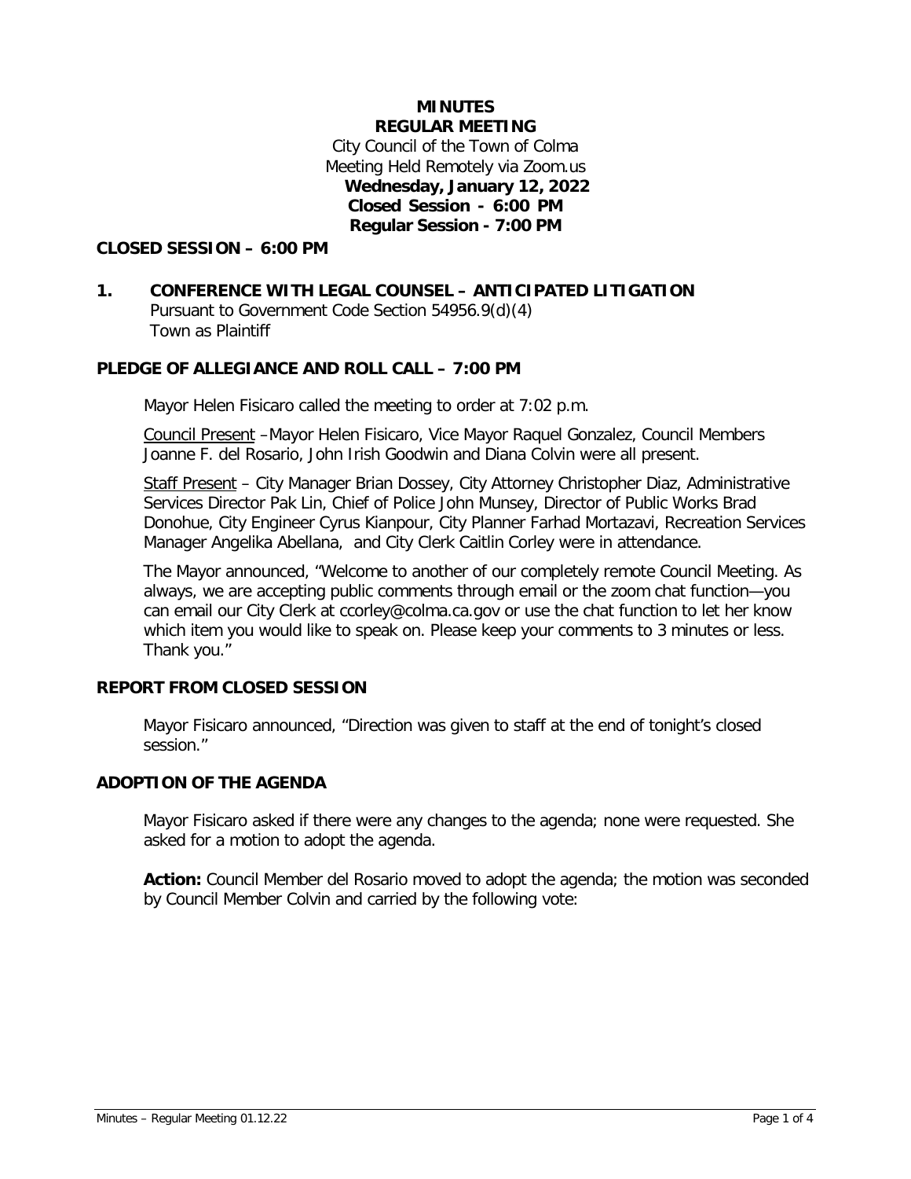# MINUTES
## REGULAR MEETING

City Council of the Town of Colma
Meeting Held Remotely via Zoom.us
**Wednesday, January 12, 2022**
**Closed Session - 6:00 PM**
**Regular Session - 7:00 PM**

## CLOSED SESSION – 6:00 PM

### 1. CONFERENCE WITH LEGAL COUNSEL – ANTICIPATED LITIGATION

Pursuant to Government Code Section 54956.9(d)(4)
Town as Plaintiff

## PLEDGE OF ALLEGIANCE AND ROLL CALL – 7:00 PM

Mayor Helen Fisicaro called the meeting to order at 7:02 p.m.

Council Present –Mayor Helen Fisicaro, Vice Mayor Raquel Gonzalez, Council Members Joanne F. del Rosario, John Irish Goodwin and Diana Colvin were all present.

Staff Present – City Manager Brian Dossey, City Attorney Christopher Diaz, Administrative Services Director Pak Lin, Chief of Police John Munsey, Director of Public Works Brad Donohue, City Engineer Cyrus Kianpour, City Planner Farhad Mortazavi, Recreation Services Manager Angelika Abellana, and City Clerk Caitlin Corley were in attendance.

The Mayor announced, "Welcome to another of our completely remote Council Meeting. As always, we are accepting public comments through email or the zoom chat function—you can email our City Clerk at ccorley@colma.ca.gov or use the chat function to let her know which item you would like to speak on. Please keep your comments to 3 minutes or less. Thank you."

## REPORT FROM CLOSED SESSION

Mayor Fisicaro announced, "Direction was given to staff at the end of tonight's closed session."

## ADOPTION OF THE AGENDA

Mayor Fisicaro asked if there were any changes to the agenda; none were requested. She asked for a motion to adopt the agenda.

**Action:** Council Member del Rosario moved to adopt the agenda; the motion was seconded by Council Member Colvin and carried by the following vote: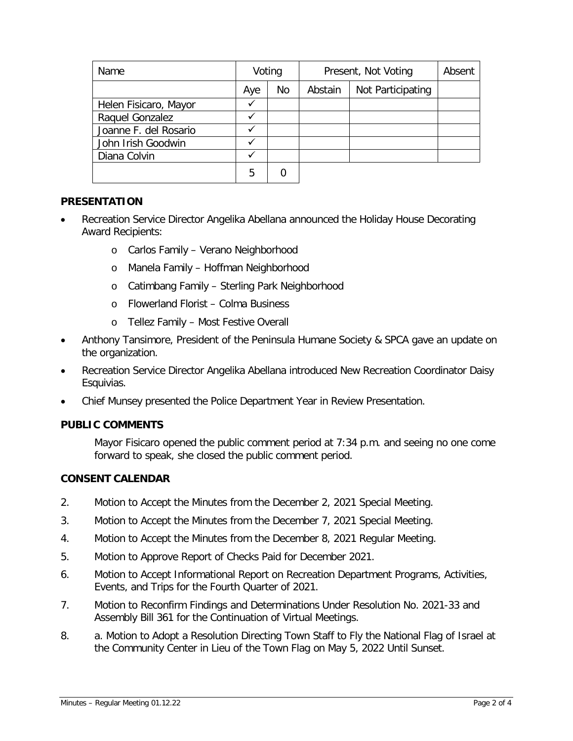| Name | Voting | | Present, Not Voting | | Absent |
|---|---|---|---|---|---|
| | Aye | No | Abstain | Not Participating | |
| Helen Fisicaro, Mayor | ✓ | | | | |
| Raquel Gonzalez | ✓ | | | | |
| Joanne F. del Rosario | ✓ | | | | |
| John Irish Goodwin | ✓ | | | | |
| Diana Colvin | ✓ | | | | |
| | 5 | 0 | | | |

**PRESENTATION**

- Recreation Service Director Angelika Abellana announced the Holiday House Decorating Award Recipients:
  - Carlos Family – Verano Neighborhood
  - Manela Family – Hoffman Neighborhood
  - Catimbang Family – Sterling Park Neighborhood
  - Flowerland Florist – Colma Business
  - Tellez Family – Most Festive Overall
- Anthony Tansimore, President of the Peninsula Humane Society & SPCA gave an update on the organization.
- Recreation Service Director Angelika Abellana introduced New Recreation Coordinator Daisy Esquivias.
- Chief Munsey presented the Police Department Year in Review Presentation.

**PUBLIC COMMENTS**

Mayor Fisicaro opened the public comment period at 7:34 p.m. and seeing no one come forward to speak, she closed the public comment period.

**CONSENT CALENDAR**

2. Motion to Accept the Minutes from the December 2, 2021 Special Meeting.
3. Motion to Accept the Minutes from the December 7, 2021 Special Meeting.
4. Motion to Accept the Minutes from the December 8, 2021 Regular Meeting.
5. Motion to Approve Report of Checks Paid for December 2021.
6. Motion to Accept Informational Report on Recreation Department Programs, Activities, Events, and Trips for the Fourth Quarter of 2021.
7. Motion to Reconfirm Findings and Determinations Under Resolution No. 2021-33 and Assembly Bill 361 for the Continuation of Virtual Meetings.
8. a. Motion to Adopt a Resolution Directing Town Staff to Fly the National Flag of Israel at the Community Center in Lieu of the Town Flag on May 5, 2022 Until Sunset.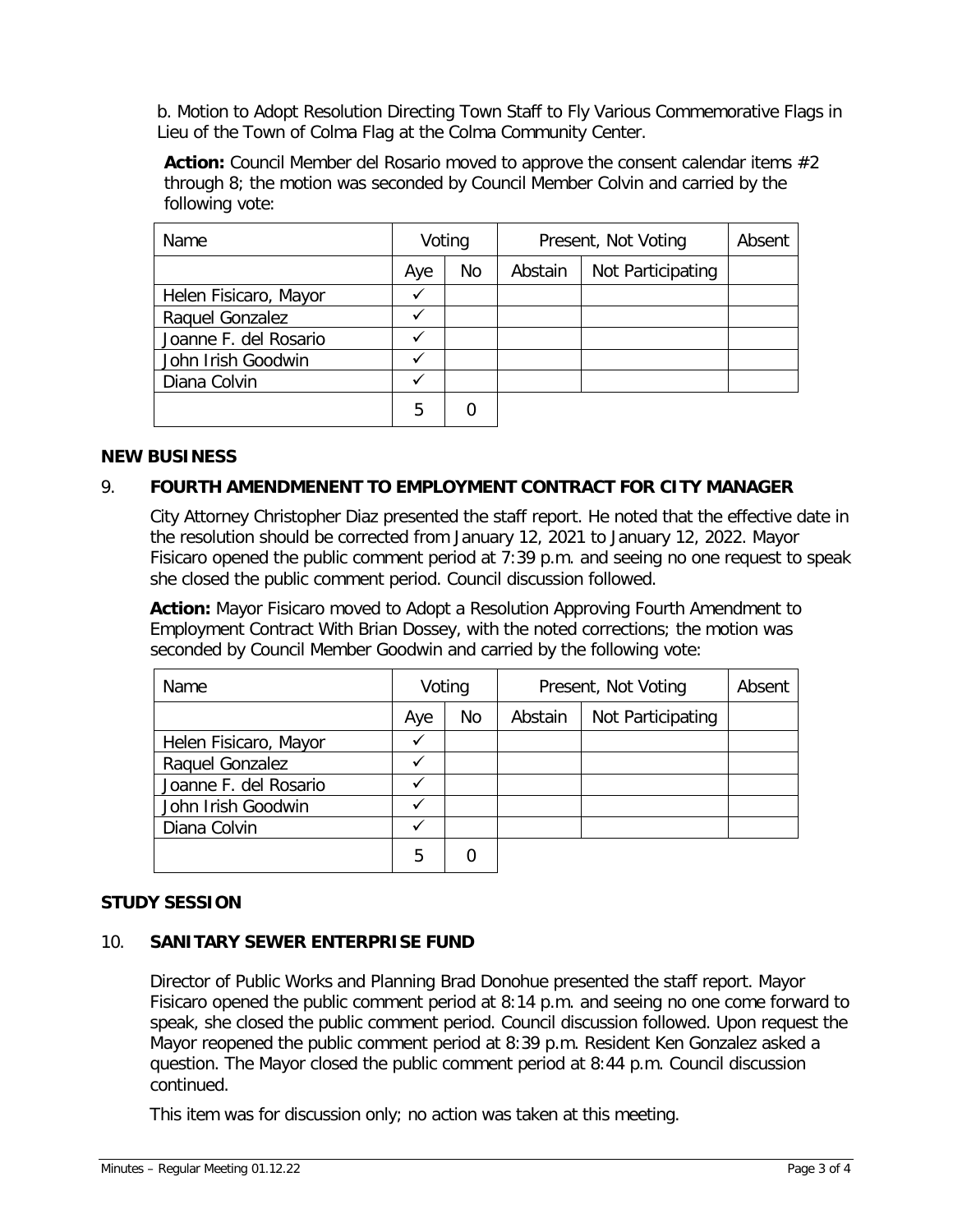b. Motion to Adopt Resolution Directing Town Staff to Fly Various Commemorative Flags in Lieu of the Town of Colma Flag at the Colma Community Center.

**Action:** Council Member del Rosario moved to approve the consent calendar items #2 through 8; the motion was seconded by Council Member Colvin and carried by the following vote:

| Name | Voting | | Present, Not Voting | | Absent |
|---|---|---|---|---|---|
| | Aye | No | Abstain | Not Participating | |
| Helen Fisicaro, Mayor | ✓ | | | | |
| Raquel Gonzalez | ✓ | | | | |
| Joanne F. del Rosario | ✓ | | | | |
| John Irish Goodwin | ✓ | | | | |
| Diana Colvin | ✓ | | | | |
| | 5 | 0 | | | |

**NEW BUSINESS**

9. **FOURTH AMENDMENENT TO EMPLOYMENT CONTRACT FOR CITY MANAGER**

City Attorney Christopher Diaz presented the staff report. He noted that the effective date in the resolution should be corrected from January 12, 2021 to January 12, 2022. Mayor Fisicaro opened the public comment period at 7:39 p.m. and seeing no one request to speak she closed the public comment period. Council discussion followed.

**Action:** Mayor Fisicaro moved to Adopt a Resolution Approving Fourth Amendment to Employment Contract With Brian Dossey, with the noted corrections; the motion was seconded by Council Member Goodwin and carried by the following vote:

| Name | Voting | | Present, Not Voting | | Absent |
|---|---|---|---|---|---|
| | Aye | No | Abstain | Not Participating | |
| Helen Fisicaro, Mayor | ✓ | | | | |
| Raquel Gonzalez | ✓ | | | | |
| Joanne F. del Rosario | ✓ | | | | |
| John Irish Goodwin | ✓ | | | | |
| Diana Colvin | ✓ | | | | |
| | 5 | 0 | | | |

**STUDY SESSION**

10. **SANITARY SEWER ENTERPRISE FUND**

Director of Public Works and Planning Brad Donohue presented the staff report. Mayor Fisicaro opened the public comment period at 8:14 p.m. and seeing no one come forward to speak, she closed the public comment period. Council discussion followed. Upon request the Mayor reopened the public comment period at 8:39 p.m. Resident Ken Gonzalez asked a question. The Mayor closed the public comment period at 8:44 p.m. Council discussion continued.

This item was for discussion only; no action was taken at this meeting.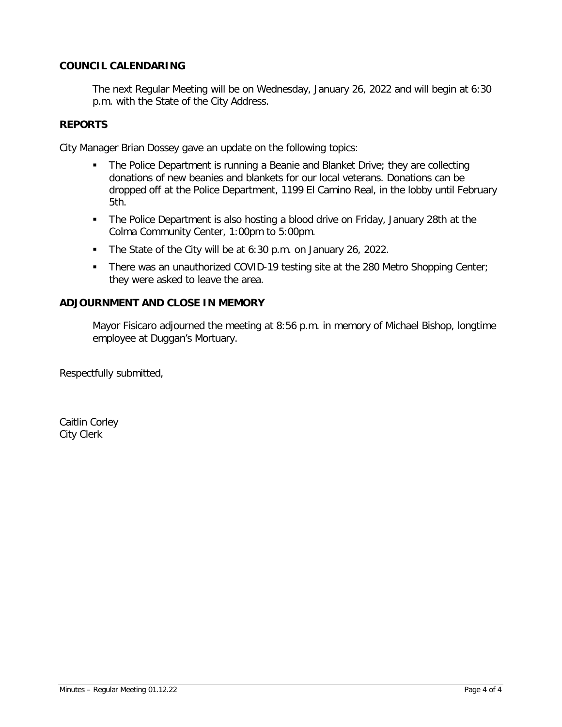### COUNCIL CALENDARING

The next Regular Meeting will be on Wednesday, January 26, 2022 and will begin at 6:30 p.m. with the State of the City Address.

### REPORTS

City Manager Brian Dossey gave an update on the following topics:

- The Police Department is running a Beanie and Blanket Drive; they are collecting donations of new beanies and blankets for our local veterans. Donations can be dropped off at the Police Department, 1199 El Camino Real, in the lobby until February 5th.
- The Police Department is also hosting a blood drive on Friday, January 28th at the Colma Community Center, 1:00pm to 5:00pm.
- The State of the City will be at 6:30 p.m. on January 26, 2022.
- There was an unauthorized COVID-19 testing site at the 280 Metro Shopping Center; they were asked to leave the area.

### ADJOURNMENT AND CLOSE IN MEMORY

Mayor Fisicaro adjourned the meeting at 8:56 p.m. in memory of Michael Bishop, longtime employee at Duggan's Mortuary.

Respectfully submitted,

Caitlin Corley
City Clerk